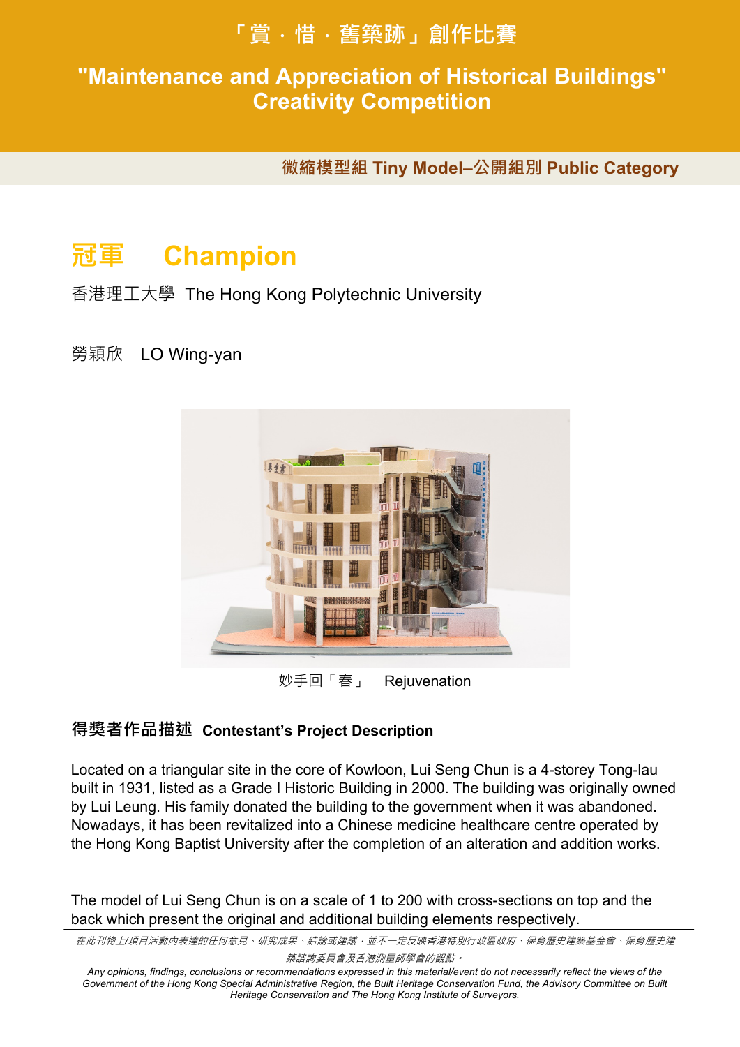# 「賞 · 惜 · 舊築跡」創作比賽

# "Maintenance and Appreciation of Historical Buildings" Creativity Competition

**微縮模型組 Tiny Model–公開組別 Public Category**

## 冠軍 Champion

香港理工大學 The Hong Kong Polytechnic University

勞穎欣 LO Wing-yan

妙手回「春」 Rejuvenation

### 得獎者作品描述 Contestant's Project Description

Located on a triangular site in the core of Kowloon, Lui Seng Chun is a 4-storey Tong-lau built in 1931, listed as a Grade I Historic Building in 2000. The building was originally owned by Lui Leung. His family donated the building to the government when it was abandoned. Nowadays, it has been revitalized into a Chinese medicine healthcare centre operated by the Hong Kong Baptist University after the completion of an alteration and addition works.

The model of Lui Seng Chun is on a scale of 1 to 200 with cross-sections on top and the back which present the original and additional building elements respectively.

---

*在此刊物上/項目活動內表達的任何意見、研究成果、結論或建議，並不一定反映香港特別行政區政府、保育歷史建築基金會、保育歷史建築諮詢委員會及香港測量師學會的觀點。*

*Any opinions, findings, conclusions or recommendations expressed in this material/event do not necessarily reflect the views of the Government of the Hong Kong Special Administrative Region, the Built Heritage Conservation Fund, the Advisory Committee on Built Heritage Conservation and The Hong Kong Institute of Surveyors.*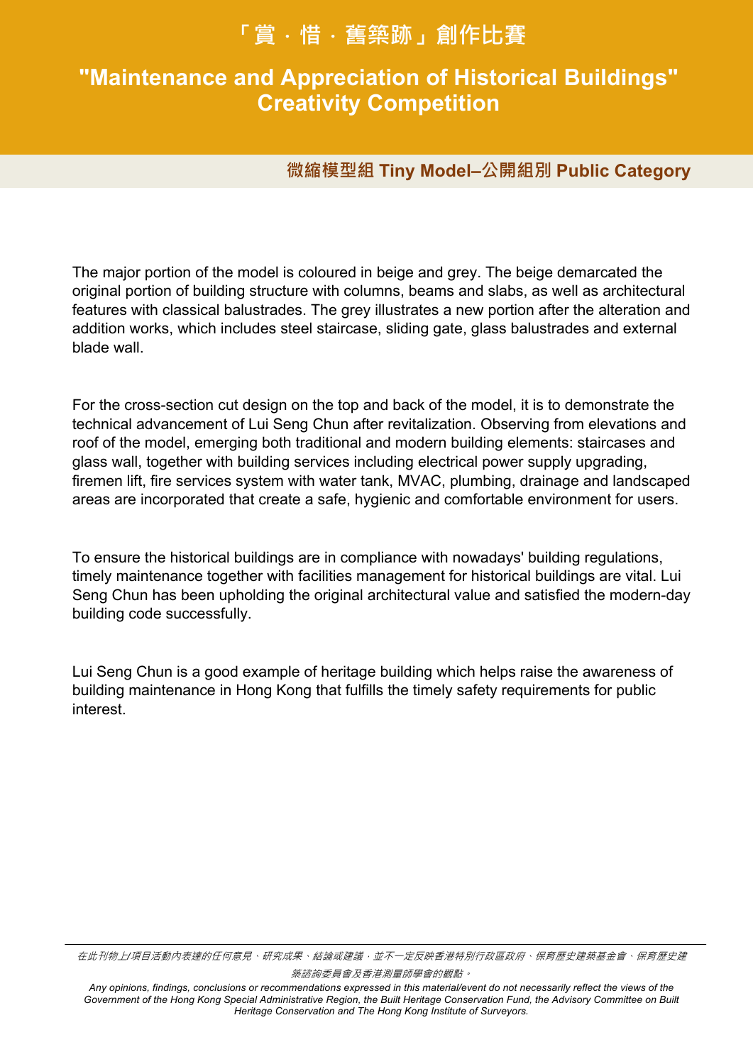# 「賞 · 惜 · 舊築跡」創作比賽

# "Maintenance and Appreciation of Historical Buildings" Creativity Competition

## 微縮模型組 Tiny Model–公開組別 Public Category

The major portion of the model is coloured in beige and grey. The beige demarcated the original portion of building structure with columns, beams and slabs, as well as architectural features with classical balustrades. The grey illustrates a new portion after the alteration and addition works, which includes steel staircase, sliding gate, glass balustrades and external blade wall.

For the cross-section cut design on the top and back of the model, it is to demonstrate the technical advancement of Lui Seng Chun after revitalization. Observing from elevations and roof of the model, emerging both traditional and modern building elements: staircases and glass wall, together with building services including electrical power supply upgrading, firemen lift, fire services system with water tank, MVAC, plumbing, drainage and landscaped areas are incorporated that create a safe, hygienic and comfortable environment for users.

To ensure the historical buildings are in compliance with nowadays' building regulations, timely maintenance together with facilities management for historical buildings are vital. Lui Seng Chun has been upholding the original architectural value and satisfied the modern-day building code successfully.

Lui Seng Chun is a good example of heritage building which helps raise the awareness of building maintenance in Hong Kong that fulfills the timely safety requirements for public interest.

*在此刊物上/項目活動內表達的任何意見、研究成果、結論或建議，並不一定反映香港特別行政區政府、保育歷史建築基金會、保育歷史建築諮詢委員會及香港測量師學會的觀點。*

*Any opinions, findings, conclusions or recommendations expressed in this material/event do not necessarily reflect the views of the Government of the Hong Kong Special Administrative Region, the Built Heritage Conservation Fund, the Advisory Committee on Built Heritage Conservation and The Hong Kong Institute of Surveyors.*